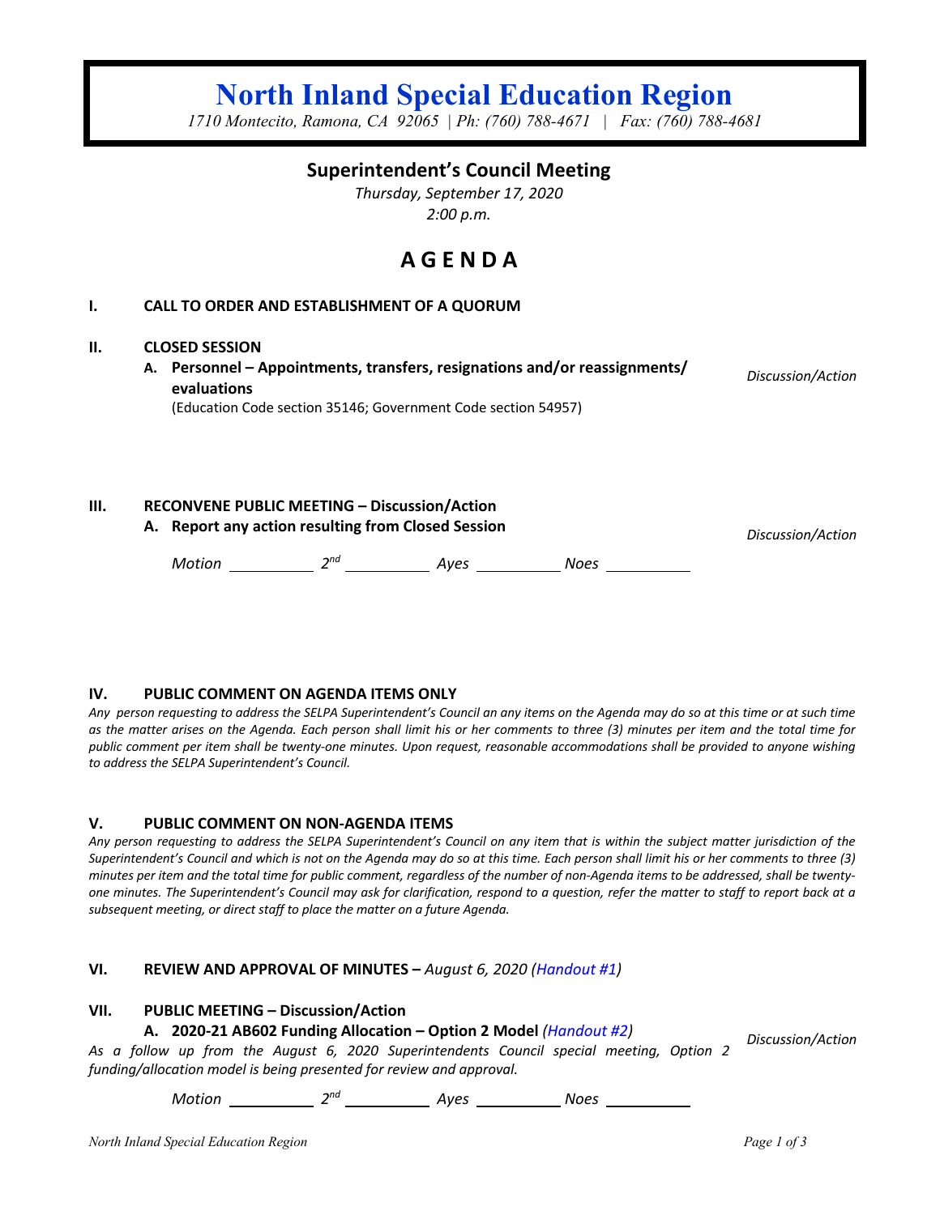# North Inland Special Education Region

*1710 Montecito, Ramona, CA 92065 | Ph: (760) 788-4671 | Fax: (760) 788-4681*

## Superintendent's Council Meeting

*Thursday, September 17, 2020*
*2:00 p.m.*

## A G E N D A

**I. CALL TO ORDER AND ESTABLISHMENT OF A QUORUM**

**II. CLOSED SESSION**

**A. Personnel – Appointments, transfers, resignations and/or reassignments/ evaluations** *Discussion/Action*
(Education Code section 35146; Government Code section 54957)

**III. RECONVENE PUBLIC MEETING – Discussion/Action**

**A. Report any action resulting from Closed Session** *Discussion/Action*

*Motion* ________ *2nd* ________ *Ayes* ________ *Noes* ________

**IV. PUBLIC COMMENT ON AGENDA ITEMS ONLY**

*Any person requesting to address the SELPA Superintendent's Council an any items on the Agenda may do so at this time or at such time as the matter arises on the Agenda. Each person shall limit his or her comments to three (3) minutes per item and the total time for public comment per item shall be twenty-one minutes. Upon request, reasonable accommodations shall be provided to anyone wishing to address the SELPA Superintendent's Council.*

**V. PUBLIC COMMENT ON NON-AGENDA ITEMS**

*Any person requesting to address the SELPA Superintendent's Council on any item that is within the subject matter jurisdiction of the Superintendent's Council and which is not on the Agenda may do so at this time. Each person shall limit his or her comments to three (3) minutes per item and the total time for public comment, regardless of the number of non-Agenda items to be addressed, shall be twenty-one minutes. The Superintendent's Council may ask for clarification, respond to a question, refer the matter to staff to report back at a subsequent meeting, or direct staff to place the matter on a future Agenda.*

**VI. REVIEW AND APPROVAL OF MINUTES –** *August 6, 2020 (Handout #1)*

**VII. PUBLIC MEETING – Discussion/Action**

**A. 2020-21 AB602 Funding Allocation – Option 2 Model** *(Handout #2)* *Discussion/Action*

*As a follow up from the August 6, 2020 Superintendents Council special meeting, Option 2 funding/allocation model is being presented for review and approval.*

*Motion* ________ *2nd* ________ *Ayes* ________ *Noes* ________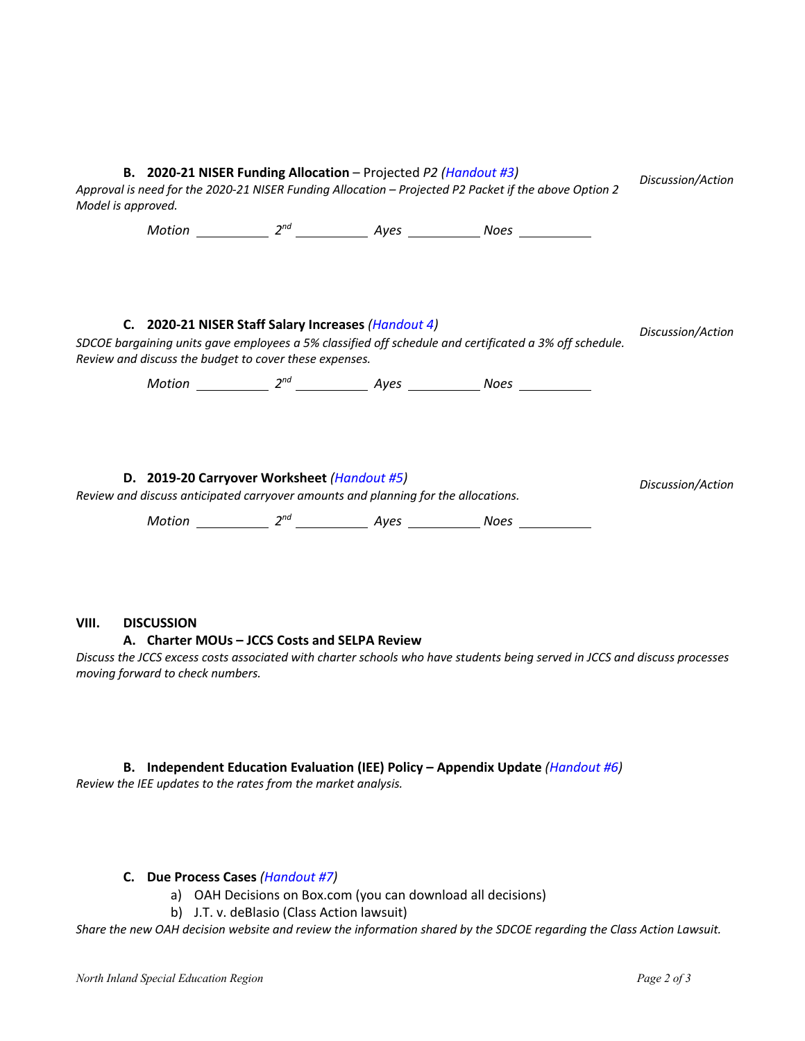**B. 2020-21 NISER Funding Allocation** – Projected *P2 (Handout #3)* *Discussion/Action*

*Approval is need for the 2020-21 NISER Funding Allocation – Projected P2 Packet if the above Option 2 Model is approved.*

*Motion* ________ *2nd* ________ *Ayes* ________ *Noes* ________

**C. 2020-21 NISER Staff Salary Increases** *(Handout 4)* *Discussion/Action*

*SDCOE bargaining units gave employees a 5% classified off schedule and certificated a 3% off schedule. Review and discuss the budget to cover these expenses.*

*Motion* ________ *2nd* ________ *Ayes* ________ *Noes* ________

**D. 2019-20 Carryover Worksheet** *(Handout #5)* *Discussion/Action*

*Review and discuss anticipated carryover amounts and planning for the allocations.*

*Motion* ________ *2nd* ________ *Ayes* ________ *Noes* ________

## VIII. DISCUSSION

**A. Charter MOUs – JCCS Costs and SELPA Review**

*Discuss the JCCS excess costs associated with charter schools who have students being served in JCCS and discuss processes moving forward to check numbers.*

**B. Independent Education Evaluation (IEE) Policy – Appendix Update** *(Handout #6)*

*Review the IEE updates to the rates from the market analysis.*

**C. Due Process Cases** *(Handout #7)*

a) OAH Decisions on Box.com (you can download all decisions)

b) J.T. v. deBlasio (Class Action lawsuit)

*Share the new OAH decision website and review the information shared by the SDCOE regarding the Class Action Lawsuit.*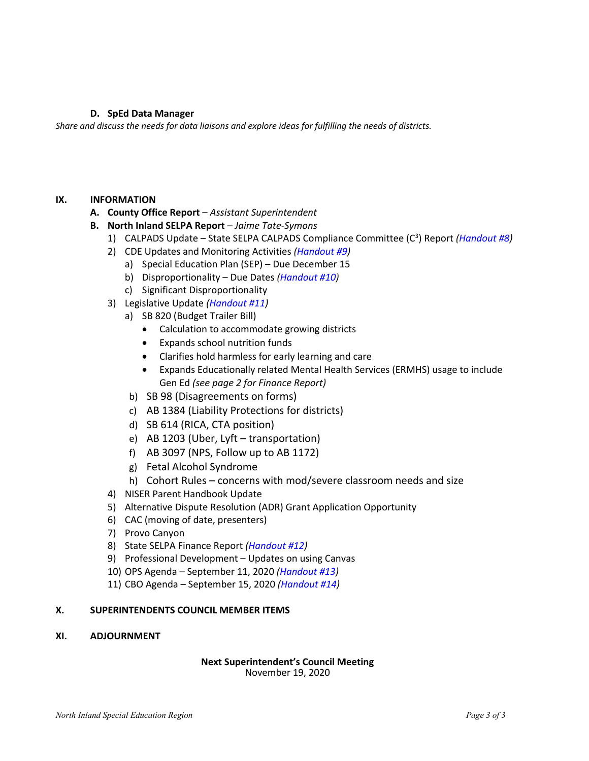**D. SpEd Data Manager**

*Share and discuss the needs for data liaisons and explore ideas for fulfilling the needs of districts.*

## IX. INFORMATION

**A. County Office Report** – *Assistant Superintendent*

**B. North Inland SELPA Report** – *Jaime Tate-Symons*

1) CALPADS Update – State SELPA CALPADS Compliance Committee ($C^3$) Report *(Handout #8)*
2) CDE Updates and Monitoring Activities *(Handout #9)*
   a) Special Education Plan (SEP) – Due December 15
   b) Disproportionality – Due Dates *(Handout #10)*
   c) Significant Disproportionality
3) Legislative Update *(Handout #11)*
   a) SB 820 (Budget Trailer Bill)
      - Calculation to accommodate growing districts
      - Expands school nutrition funds
      - Clarifies hold harmless for early learning and care
      - Expands Educationally related Mental Health Services (ERMHS) usage to include Gen Ed *(see page 2 for Finance Report)*
   b) SB 98 (Disagreements on forms)
   c) AB 1384 (Liability Protections for districts)
   d) SB 614 (RICA, CTA position)
   e) AB 1203 (Uber, Lyft – transportation)
   f) AB 3097 (NPS, Follow up to AB 1172)
   g) Fetal Alcohol Syndrome
   h) Cohort Rules – concerns with mod/severe classroom needs and size
4) NISER Parent Handbook Update
5) Alternative Dispute Resolution (ADR) Grant Application Opportunity
6) CAC (moving of date, presenters)
7) Provo Canyon
8) State SELPA Finance Report *(Handout #12)*
9) Professional Development – Updates on using Canvas
10) OPS Agenda – September 11, 2020 *(Handout #13)*
11) CBO Agenda – September 15, 2020 *(Handout #14)*

## X. SUPERINTENDENTS COUNCIL MEMBER ITEMS

## XI. ADJOURNMENT

**Next Superintendent's Council Meeting**
November 19, 2020